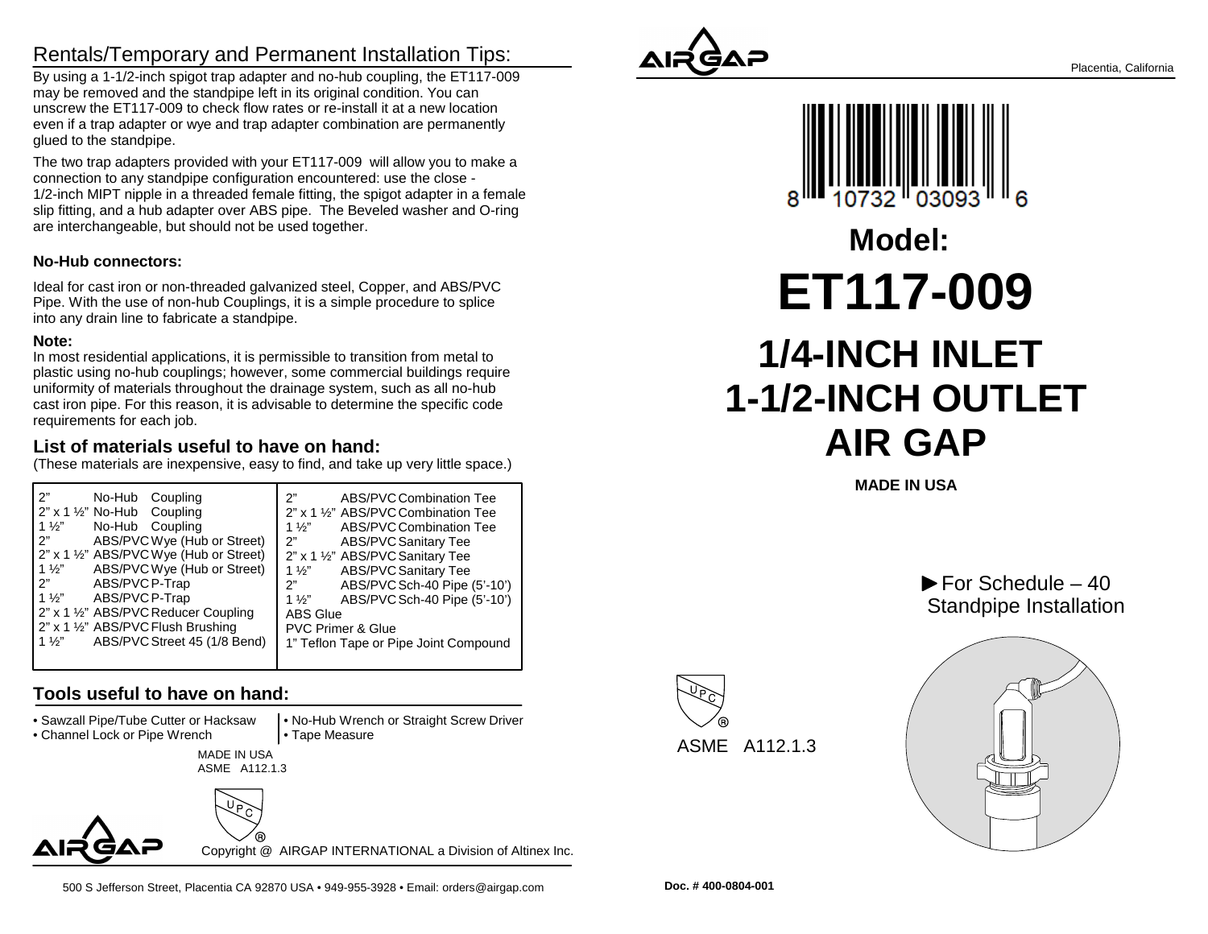## Rentals/Temporary and Permanent Installation Tips:

By using a 1-1/2-inch spigot trap adapter and no-hub coupling, the ET117-009 may be removed and the standpipe left in its original condition. You can unscrew the ET117-009 to check flow rates or re-install it at a new location even if a trap adapter or wye and trap adapter combination are permanently glued to the standpipe.

The two trap adapters provided with your ET117-009 will allow you to make a connection to any standpipe configuration encountered: use the close - 1/2-inch MIPT nipple in a threaded female fitting, the spigot adapter in a female slip fitting, and a hub adapter over ABS pipe. The Beveled washer and O-ring are interchangeable, but should not be used together.

**No-Hub connectors:**

Ideal for cast iron or non-threaded galvanized steel, Copper, and ABS/PVC Pipe. With the use of non-hub Couplings, it is a simple procedure to splice into any drain line to fabricate a standpipe.

**Note:**
In most residential applications, it is permissible to transition from metal to plastic using no-hub couplings; however, some commercial buildings require uniformity of materials throughout the drainage system, such as all no-hub cast iron pipe. For this reason, it is advisable to determine the specific code requirements for each job.

### List of materials useful to have on hand:

(These materials are inexpensive, easy to find, and take up very little space.)

| Size | Material | Item |
|---|---|---|
| 2" | No-Hub | Coupling |
| 2" x 1 ½" | No-Hub | Coupling |
| 1 ½" | No-Hub | Coupling |
| 2" | ABS/PVC | Wye (Hub or Street) |
| 2" x 1 ½" | ABS/PVC | Wye (Hub or Street) |
| 1 ½" | ABS/PVC | Wye (Hub or Street) |
| 2" | ABS/PVC | P-Trap |
| 1 ½" | ABS/PVC | P-Trap |
| 2" x 1 ½" | ABS/PVC | Reducer Coupling |
| 2" x 1 ½" | ABS/PVC | Flush Brushing |
| 1 ½" | ABS/PVC | Street 45 (1/8 Bend) |
| 2" | ABS/PVC | Combination Tee |
| 2" x 1 ½" | ABS/PVC | Combination Tee |
| 1 ½" | ABS/PVC | Combination Tee |
| 2" | ABS/PVC | Sanitary Tee |
| 2" x 1 ½" | ABS/PVC | Sanitary Tee |
| 1 ½" | ABS/PVC | Sanitary Tee |
| 2" | ABS/PVC | Sch-40 Pipe (5'-10') |
| 1 ½" | ABS/PVC | Sch-40 Pipe (5'-10') |
| ABS Glue | | |
| PVC Primer & Glue | | |
| 1" Teflon Tape or Pipe Joint Compound | | |

### Tools useful to have on hand:

- Sawzall Pipe/Tube Cutter or Hacksaw
- Channel Lock or Pipe Wrench
- No-Hub Wrench or Straight Screw Driver
- Tape Measure

MADE IN USA
ASME A112.1.3

Copyright @ AIRGAP INTERNATIONAL a Division of Altinex Inc.

500 S Jefferson Street, Placentia CA 92870 USA • 949-955-3928 • Email: orders@airgap.com

Placentia, California

8 10732 03093 6

# Model:
# ET117-009
# 1/4-INCH INLET 1-1/2-INCH OUTLET AIR GAP

**MADE IN USA**

►For Schedule – 40 Standpipe Installation

ASME A112.1.3

**Doc. # 400-0804-001**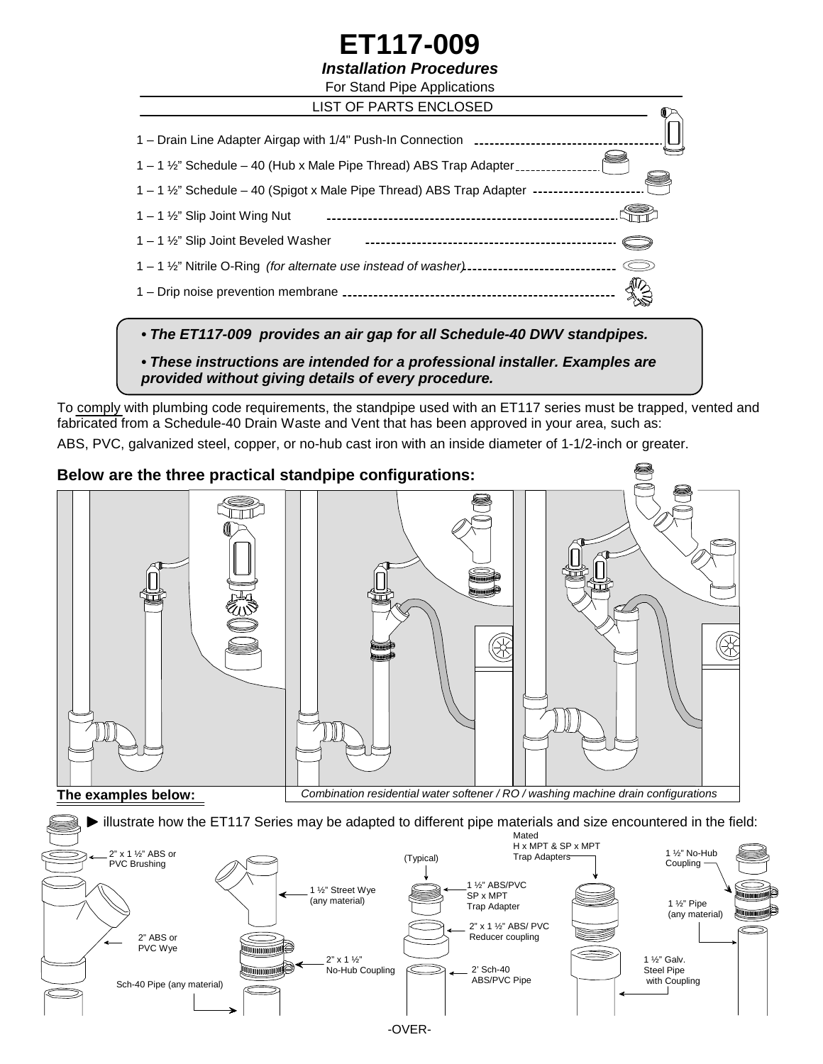# ET117-009

***Installation Procedures***

For Stand Pipe Applications

LIST OF PARTS ENCLOSED

1 – Drain Line Adapter Airgap with 1/4" Push-In Connection

1 – 1 ½" Schedule – 40 (Hub x Male Pipe Thread) ABS Trap Adapter

1 – 1 ½" Schedule – 40 (Spigot x Male Pipe Thread) ABS Trap Adapter

1 – 1 ½" Slip Joint Wing Nut

1 – 1 ½" Slip Joint Beveled Washer

1 – 1 ½" Nitrile O-Ring *(for alternate use instead of washer)*

1 – Drip noise prevention membrane

- ***The ET117-009 provides an air gap for all Schedule-40 DWV standpipes.***
- ***These instructions are intended for a professional installer. Examples are provided without giving details of every procedure.***

To comply with plumbing code requirements, the standpipe used with an ET117 series must be trapped, vented and fabricated from a Schedule-40 Drain Waste and Vent that has been approved in your area, such as:

ABS, PVC, galvanized steel, copper, or no-hub cast iron with an inside diameter of 1-1/2-inch or greater.

## Below are the three practical standpipe configurations:

**The examples below:**

*Combination residential water softener / RO / washing machine drain configurations*

▶ illustrate how the ET117 Series may be adapted to different pipe materials and size encountered in the field:

2" x 1 ½" ABS or PVC Brushing

2" ABS or PVC Wye

Sch-40 Pipe (any material)

1 ½" Street Wye (any material)

2" x 1 ½" No-Hub Coupling

(Typical)

1 ½" ABS/PVC SP x MPT Trap Adapter

2" x 1 ½" ABS/ PVC Reducer coupling

2' Sch-40 ABS/PVC Pipe

Mated H x MPT & SP x MPT Trap Adapters

1 ½" Galv. Steel Pipe with Coupling

1 ½" No-Hub Coupling

1 ½" Pipe (any material)

-OVER-